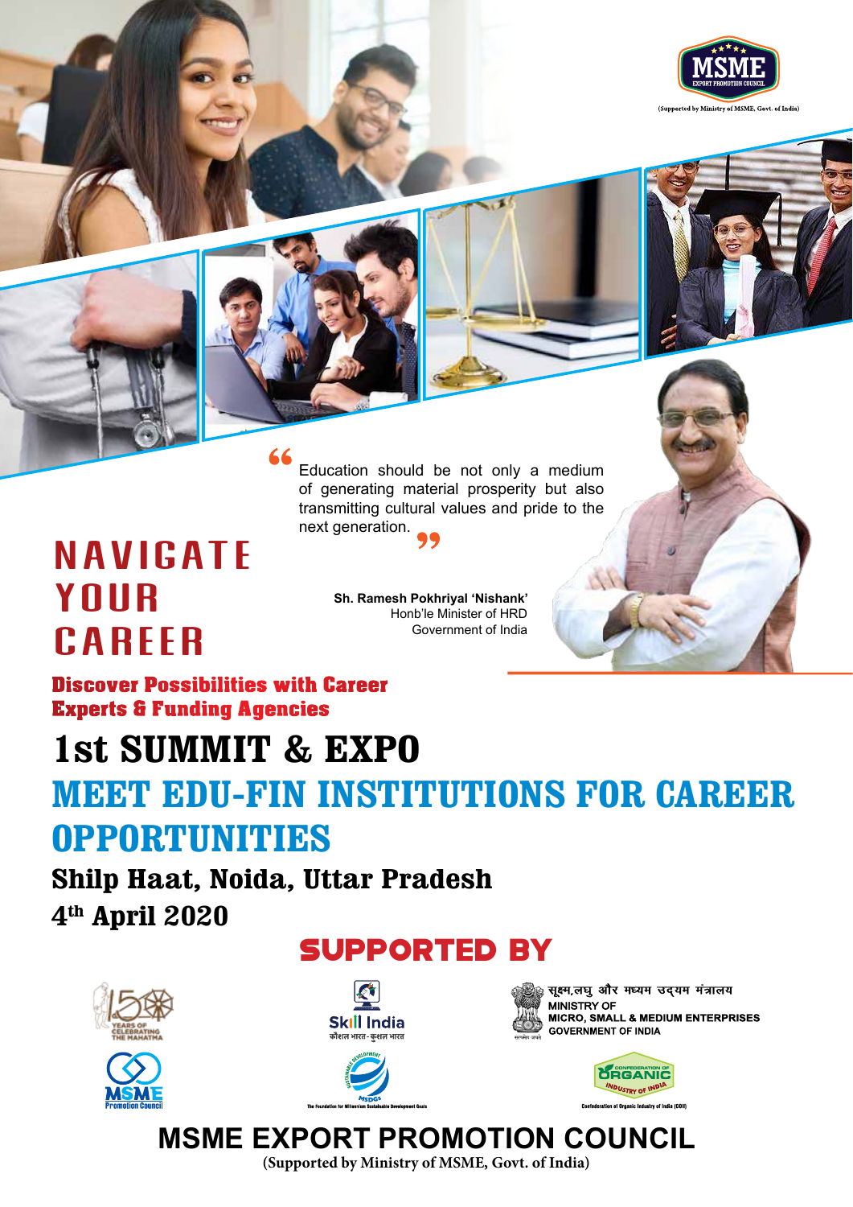MSME EXPORT PROMOTION COUNCIL

(Supported by Ministry of MSME, Govt. of India)

"Education should be not only a medium of generating material prosperity but also transmitting cultural values and pride to the next generation."

**Sh. Ramesh Pokhriyal 'Nishank'**
Honb'le Minister of HRD
Government of India

# NAVIGATE YOUR CAREER

**Discover Possibilities with Career Experts & Funding Agencies**

# 1st SUMMIT & EXPO

## MEET EDU-FIN INSTITUTIONS FOR CAREER OPPORTUNITIES

### Shilp Haat, Noida, Uttar Pradesh

### 4th April 2020

## SUPPORTED BY

150 YEARS OF CELEBRATING THE MAHATMA

Skill India
कौशल भारत-कुशल भारत

सूक्ष्म,लघु और मध्यम उद्यम मंत्रालय
MINISTRY OF MICRO, SMALL & MEDIUM ENTERPRISES
GOVERNMENT OF INDIA

MSME Promotion Council

The Foundation for Millennium Sustainable Development Goals

Confederation of Organic Industry of India (COII)

# MSME EXPORT PROMOTION COUNCIL

(Supported by Ministry of MSME, Govt. of India)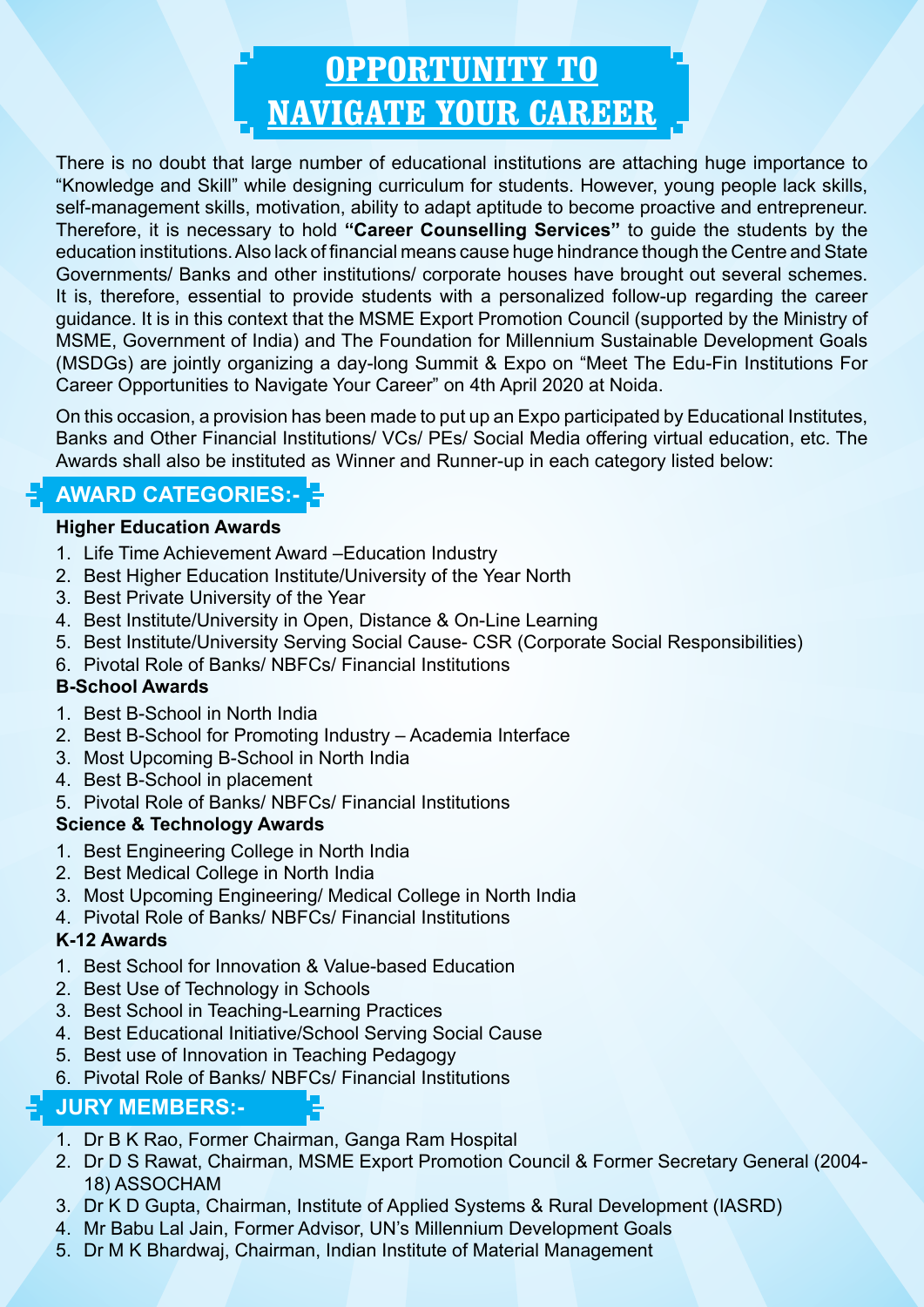# OPPORTUNITY TO NAVIGATE YOUR CAREER

There is no doubt that large number of educational institutions are attaching huge importance to "Knowledge and Skill" while designing curriculum for students. However, young people lack skills, self-management skills, motivation, ability to adapt aptitude to become proactive and entrepreneur. Therefore, it is necessary to hold **"Career Counselling Services"** to guide the students by the education institutions. Also lack of financial means cause huge hindrance though the Centre and State Governments/ Banks and other institutions/ corporate houses have brought out several schemes. It is, therefore, essential to provide students with a personalized follow-up regarding the career guidance. It is in this context that the MSME Export Promotion Council (supported by the Ministry of MSME, Government of India) and The Foundation for Millennium Sustainable Development Goals (MSDGs) are jointly organizing a day-long Summit & Expo on "Meet The Edu-Fin Institutions For Career Opportunities to Navigate Your Career" on 4th April 2020 at Noida.

On this occasion, a provision has been made to put up an Expo participated by Educational Institutes, Banks and Other Financial Institutions/ VCs/ PEs/ Social Media offering virtual education, etc. The Awards shall also be instituted as Winner and Runner-up in each category listed below:

## AWARD CATEGORIES:-

**Higher Education Awards**

1. Life Time Achievement Award –Education Industry
2. Best Higher Education Institute/University of the Year North
3. Best Private University of the Year
4. Best Institute/University in Open, Distance & On-Line Learning
5. Best Institute/University Serving Social Cause- CSR (Corporate Social Responsibilities)
6. Pivotal Role of Banks/ NBFCs/ Financial Institutions

**B-School Awards**

1. Best B-School in North India
2. Best B-School for Promoting Industry – Academia Interface
3. Most Upcoming B-School in North India
4. Best B-School in placement
5. Pivotal Role of Banks/ NBFCs/ Financial Institutions

**Science & Technology Awards**

1. Best Engineering College in North India
2. Best Medical College in North India
3. Most Upcoming Engineering/ Medical College in North India
4. Pivotal Role of Banks/ NBFCs/ Financial Institutions

**K-12 Awards**

1. Best School for Innovation & Value-based Education
2. Best Use of Technology in Schools
3. Best School in Teaching-Learning Practices
4. Best Educational Initiative/School Serving Social Cause
5. Best use of Innovation in Teaching Pedagogy
6. Pivotal Role of Banks/ NBFCs/ Financial Institutions

## JURY MEMBERS:-

1. Dr B K Rao, Former Chairman, Ganga Ram Hospital
2. Dr D S Rawat, Chairman, MSME Export Promotion Council & Former Secretary General (2004-18) ASSOCHAM
3. Dr K D Gupta, Chairman, Institute of Applied Systems & Rural Development (IASRD)
4. Mr Babu Lal Jain, Former Advisor, UN's Millennium Development Goals
5. Dr M K Bhardwaj, Chairman, Indian Institute of Material Management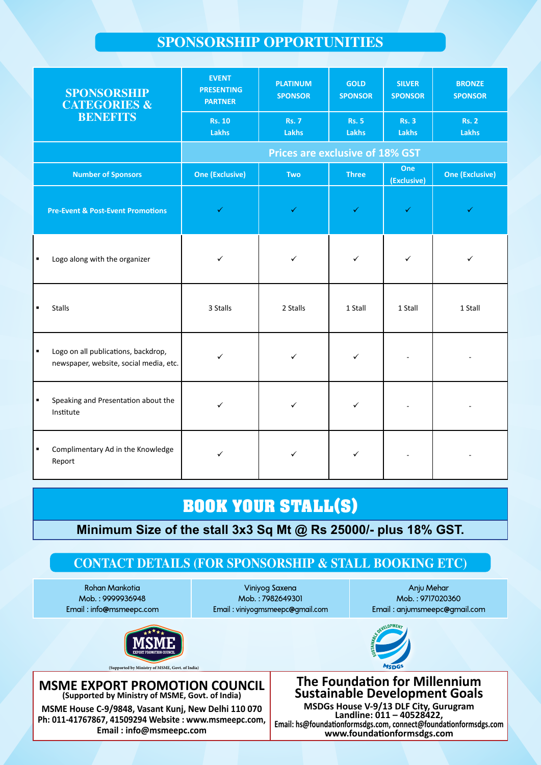## SPONSORSHIP OPPORTUNITIES

| SPONSORSHIP CATEGORIES & BENEFITS | EVENT PRESENTING PARTNER | PLATINUM SPONSOR | GOLD SPONSOR | SILVER SPONSOR | BRONZE SPONSOR |
|---|---|---|---|---|---|
| | Rs. 10 Lakhs | Rs. 7 Lakhs | Rs. 5 Lakhs | Rs. 3 Lakhs | Rs. 2 Lakhs |
| | Prices are exclusive of 18% GST | | | | |
| Number of Sponsors | One (Exclusive) | Two | Three | One (Exclusive) | One (Exclusive) |
| Pre-Event & Post-Event Promotions | ✓ | ✓ | ✓ | ✓ | ✓ |
| ▪ Logo along with the organizer | ✓ | ✓ | ✓ | ✓ | ✓ |
| ▪ Stalls | 3 Stalls | 2 Stalls | 1 Stall | 1 Stall | 1 Stall |
| ▪ Logo on all publications, backdrop, newspaper, website, social media, etc. | ✓ | ✓ | ✓ | - | - |
| ▪ Speaking and Presentation about the Institute | ✓ | ✓ | ✓ | - | - |
| ▪ Complimentary Ad in the Knowledge Report | ✓ | ✓ | ✓ | - | - |

## BOOK YOUR STALL(S)

**Minimum Size of the stall 3x3 Sq Mt @ Rs 25000/- plus 18% GST.**

## CONTACT DETAILS (FOR SPONSORSHIP & STALL BOOKING ETC)

| | | |
|---|---|---|
| Rohan Mankotia<br>Mob. : 9999936948<br>Email : info@msmeepc.com | Viniyog Saxena<br>Mob. : 7982649301<br>Email : viniyogmsmeepc@gmail.com | Anju Mehar<br>Mob. : 9717020360<br>Email : anjumsmeepc@gmail.com |

MSME EXPORT PROMOTION COUNCIL

(Supported by Ministry of MSME, Govt. of India)

**MSME EXPORT PROMOTION COUNCIL**
**(Supported by Ministry of MSME, Govt. of India)**

**MSME House C-9/9848, Vasant Kunj, New Delhi 110 070**
**Ph: 011-41767867, 41509294 Website : www.msmeepc.com,**
**Email : info@msmeepc.com**

SUSTAINABLE DEVELOPMENT MSDGs

**The Foundation for Millennium Sustainable Development Goals**

**MSDGs House V-9/13 DLF City, Gurugram**
**Landline: 011 – 40528422,**
**Email: hs@foundationformsdgs.com, connect@foundationformsdgs.com**
**www.foundationformsdgs.com**